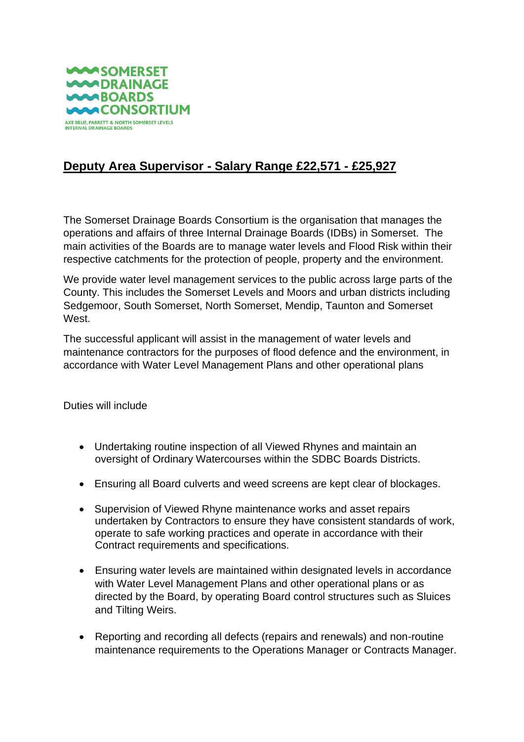SOMERSET
DRAINAGE
BOARDS
CONSORTIUM

AXE BRUE, PARRETT & NORTH SOMERSET LEVELS
INTERNAL DRAINAGE BOARDS

# Deputy Area Supervisor - Salary Range £22,571 - £25,927

The Somerset Drainage Boards Consortium is the organisation that manages the operations and affairs of three Internal Drainage Boards (IDBs) in Somerset. The main activities of the Boards are to manage water levels and Flood Risk within their respective catchments for the protection of people, property and the environment.

We provide water level management services to the public across large parts of the County. This includes the Somerset Levels and Moors and urban districts including Sedgemoor, South Somerset, North Somerset, Mendip, Taunton and Somerset West.

The successful applicant will assist in the management of water levels and maintenance contractors for the purposes of flood defence and the environment, in accordance with Water Level Management Plans and other operational plans

Duties will include

- Undertaking routine inspection of all Viewed Rhynes and maintain an oversight of Ordinary Watercourses within the SDBC Boards Districts.
- Ensuring all Board culverts and weed screens are kept clear of blockages.
- Supervision of Viewed Rhyne maintenance works and asset repairs undertaken by Contractors to ensure they have consistent standards of work, operate to safe working practices and operate in accordance with their Contract requirements and specifications.
- Ensuring water levels are maintained within designated levels in accordance with Water Level Management Plans and other operational plans or as directed by the Board, by operating Board control structures such as Sluices and Tilting Weirs.
- Reporting and recording all defects (repairs and renewals) and non-routine maintenance requirements to the Operations Manager or Contracts Manager.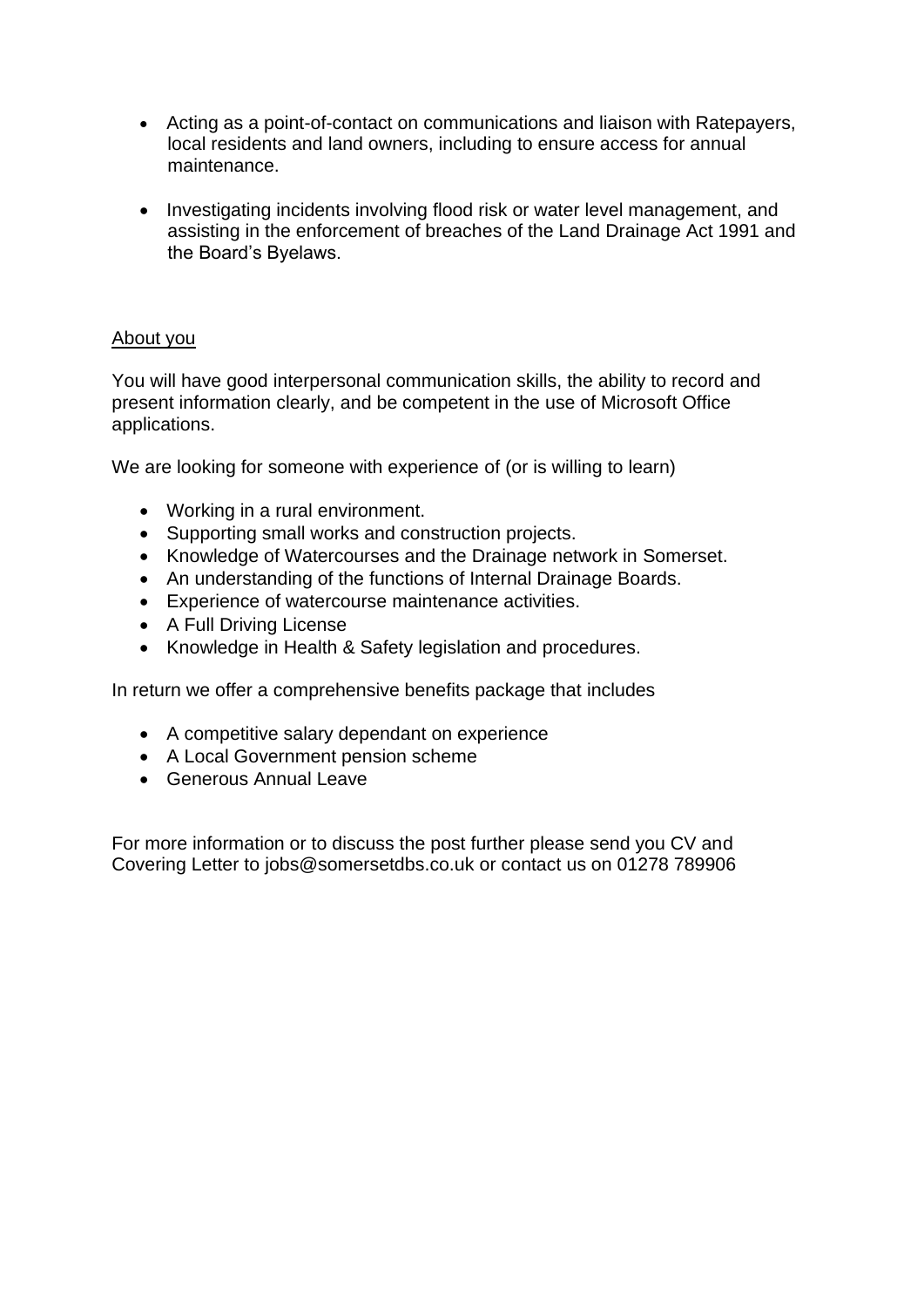- Acting as a point-of-contact on communications and liaison with Ratepayers, local residents and land owners, including to ensure access for annual maintenance.

- Investigating incidents involving flood risk or water level management, and assisting in the enforcement of breaches of the Land Drainage Act 1991 and the Board's Byelaws.

## About you

You will have good interpersonal communication skills, the ability to record and present information clearly, and be competent in the use of Microsoft Office applications.

We are looking for someone with experience of (or is willing to learn)

- Working in a rural environment.
- Supporting small works and construction projects.
- Knowledge of Watercourses and the Drainage network in Somerset.
- An understanding of the functions of Internal Drainage Boards.
- Experience of watercourse maintenance activities.
- A Full Driving License
- Knowledge in Health & Safety legislation and procedures.

In return we offer a comprehensive benefits package that includes

- A competitive salary dependant on experience
- A Local Government pension scheme
- Generous Annual Leave

For more information or to discuss the post further please send you CV and Covering Letter to jobs@somersetdbs.co.uk or contact us on 01278 789906